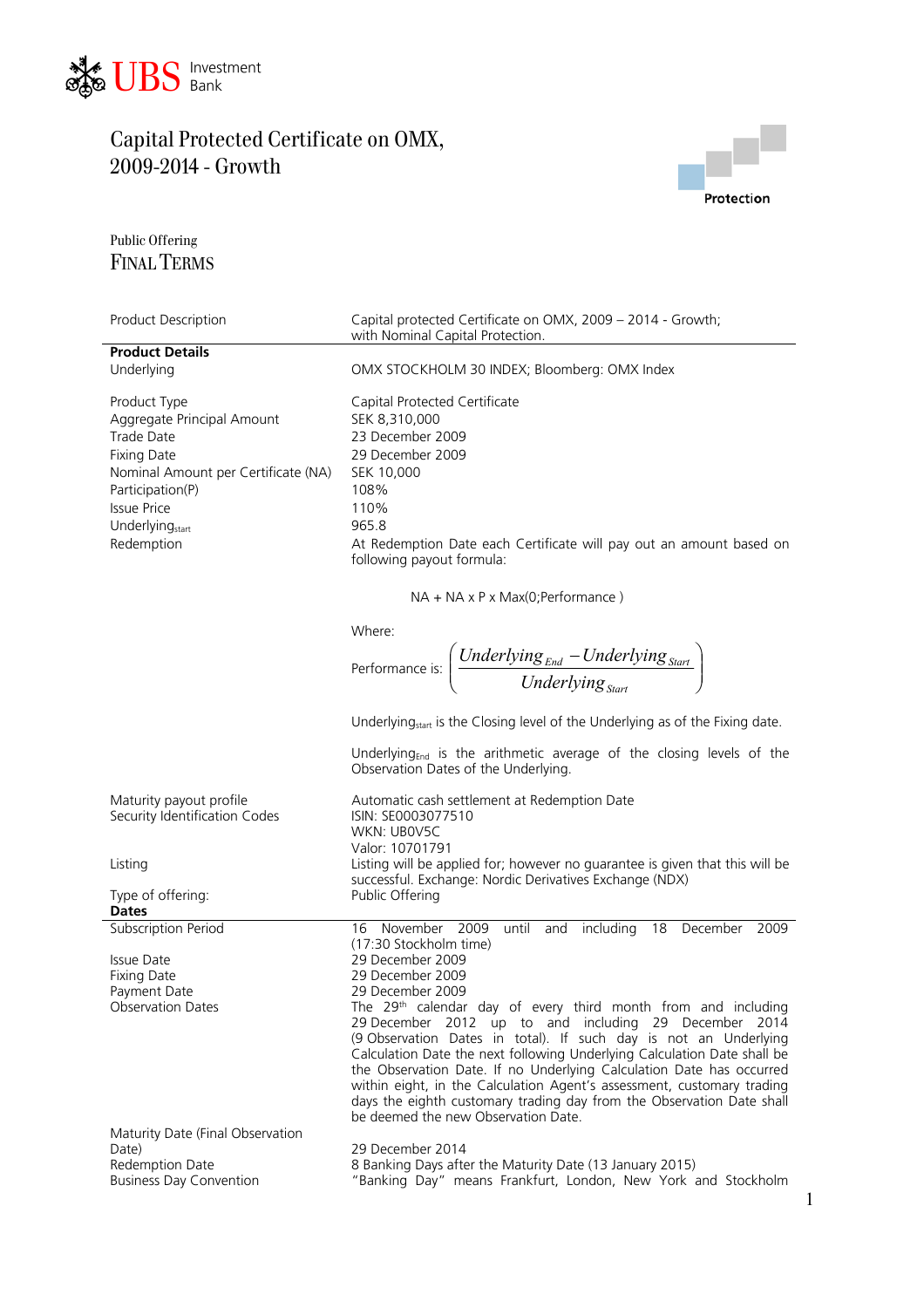UBS Investment Bank

# Capital Protected Certificate on OMX, 2009-2014 - Growth

Protection

Public Offering

## FINAL TERMS

| | |
|---|---|
| Product Description | Capital protected Certificate on OMX, 2009 – 2014 - Growth; with Nominal Capital Protection. |
| **Product Details** | |
| Underlying | OMX STOCKHOLM 30 INDEX; Bloomberg: OMX Index |
| Product Type | Capital Protected Certificate |
| Aggregate Principal Amount | SEK 8,310,000 |
| Trade Date | 23 December 2009 |
| Fixing Date | 29 December 2009 |
| Nominal Amount per Certificate (NA) | SEK 10,000 |
| Participation(P) | 108% |
| Issue Price | 110% |
| $Underlying_{start}$ | 965.8 |
| Redemption | At Redemption Date each Certificate will pay out an amount based on following payout formula:<br><br>NA + NA x P x Max(0;Performance )<br><br>Where:<br><br>Performance is: $\left(\frac{Underlying_{End} - Underlying_{Start}}{Underlying_{Start}}\right)$<br><br>$Underlying_{start}$ is the Closing level of the Underlying as of the Fixing date.<br><br>$Underlying_{End}$ is the arithmetic average of the closing levels of the Observation Dates of the Underlying. |
| Maturity payout profile | Automatic cash settlement at Redemption Date |
| Security Identification Codes | ISIN: SE0003077510<br>WKN: UB0V5C<br>Valor: 10701791 |
| Listing | Listing will be applied for; however no guarantee is given that this will be successful. Exchange: Nordic Derivatives Exchange (NDX) |
| Type of offering: | Public Offering |
| **Dates** | |
| Subscription Period | 16 November 2009 until and including 18 December 2009 (17:30 Stockholm time) |
| Issue Date | 29 December 2009 |
| Fixing Date | 29 December 2009 |
| Payment Date | 29 December 2009 |
| Observation Dates | The 29th calendar day of every third month from and including 29 December 2012 up to and including 29 December 2014 (9 Observation Dates in total). If such day is not an Underlying Calculation Date the next following Underlying Calculation Date shall be the Observation Date. If no Underlying Calculation Date has occurred within eight, in the Calculation Agent's assessment, customary trading days the eighth customary trading day from the Observation Date shall be deemed the new Observation Date. |
| Maturity Date (Final Observation Date) | 29 December 2014 |
| Redemption Date | 8 Banking Days after the Maturity Date (13 January 2015) |
| Business Day Convention | "Banking Day" means Frankfurt, London, New York and Stockholm |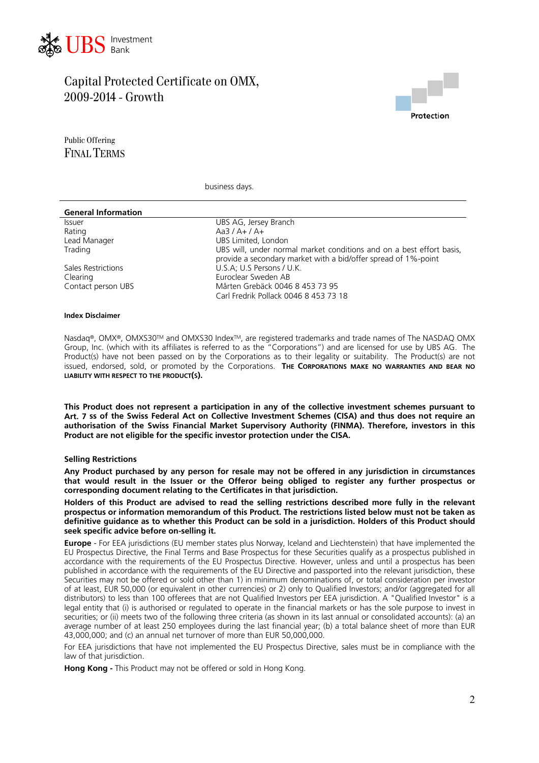# Capital Protected Certificate on OMX, 2009-2014 - Growth

Protection

Public Offering
FINAL TERMS

business days.

| General Information | |
|---|---|
| Issuer | UBS AG, Jersey Branch |
| Rating | Aa3 / A+ / A+ |
| Lead Manager | UBS Limited, London |
| Trading | UBS will, under normal market conditions and on a best effort basis, provide a secondary market with a bid/offer spread of 1%-point |
| Sales Restrictions | U.S.A; U.S Persons / U.K. |
| Clearing | Euroclear Sweden AB |
| Contact person UBS | Mårten Grebäck 0046 8 453 73 95<br>Carl Fredrik Pollack 0046 8 453 73 18 |

**Index Disclaimer**

Nasdaq®, OMX®, OMXS30™ and OMXS30 Index™, are registered trademarks and trade names of The NASDAQ OMX Group, Inc. (which with its affiliates is referred to as the "Corporations") and are licensed for use by UBS AG. The Product(s) have not been passed on by the Corporations as to their legality or suitability. The Product(s) are not issued, endorsed, sold, or promoted by the Corporations. **THE CORPORATIONS MAKE NO WARRANTIES AND BEAR NO LIABILITY WITH RESPECT TO THE PRODUCT(S).**

**This Product does not represent a participation in any of the collective investment schemes pursuant to Art. 7 ss of the Swiss Federal Act on Collective Investment Schemes (CISA) and thus does not require an authorisation of the Swiss Financial Market Supervisory Authority (FINMA). Therefore, investors in this Product are not eligible for the specific investor protection under the CISA.**

**Selling Restrictions**

**Any Product purchased by any person for resale may not be offered in any jurisdiction in circumstances that would result in the Issuer or the Offeror being obliged to register any further prospectus or corresponding document relating to the Certificates in that jurisdiction.**

**Holders of this Product are advised to read the selling restrictions described more fully in the relevant prospectus or information memorandum of this Product. The restrictions listed below must not be taken as definitive guidance as to whether this Product can be sold in a jurisdiction. Holders of this Product should seek specific advice before on-selling it.**

**Europe** - For EEA jurisdictions (EU member states plus Norway, Iceland and Liechtenstein) that have implemented the EU Prospectus Directive, the Final Terms and Base Prospectus for these Securities qualify as a prospectus published in accordance with the requirements of the EU Prospectus Directive. However, unless and until a prospectus has been published in accordance with the requirements of the EU Directive and passported into the relevant jurisdiction, these Securities may not be offered or sold other than 1) in minimum denominations of, or total consideration per investor of at least, EUR 50,000 (or equivalent in other currencies) or 2) only to Qualified Investors; and/or (aggregated for all distributors) to less than 100 offerees that are not Qualified Investors per EEA jurisdiction. A "Qualified Investor" is a legal entity that (i) is authorised or regulated to operate in the financial markets or has the sole purpose to invest in securities; or (ii) meets two of the following three criteria (as shown in its last annual or consolidated accounts): (a) an average number of at least 250 employees during the last financial year; (b) a total balance sheet of more than EUR 43,000,000; and (c) an annual net turnover of more than EUR 50,000,000.

For EEA jurisdictions that have not implemented the EU Prospectus Directive, sales must be in compliance with the law of that jurisdiction.

**Hong Kong -** This Product may not be offered or sold in Hong Kong.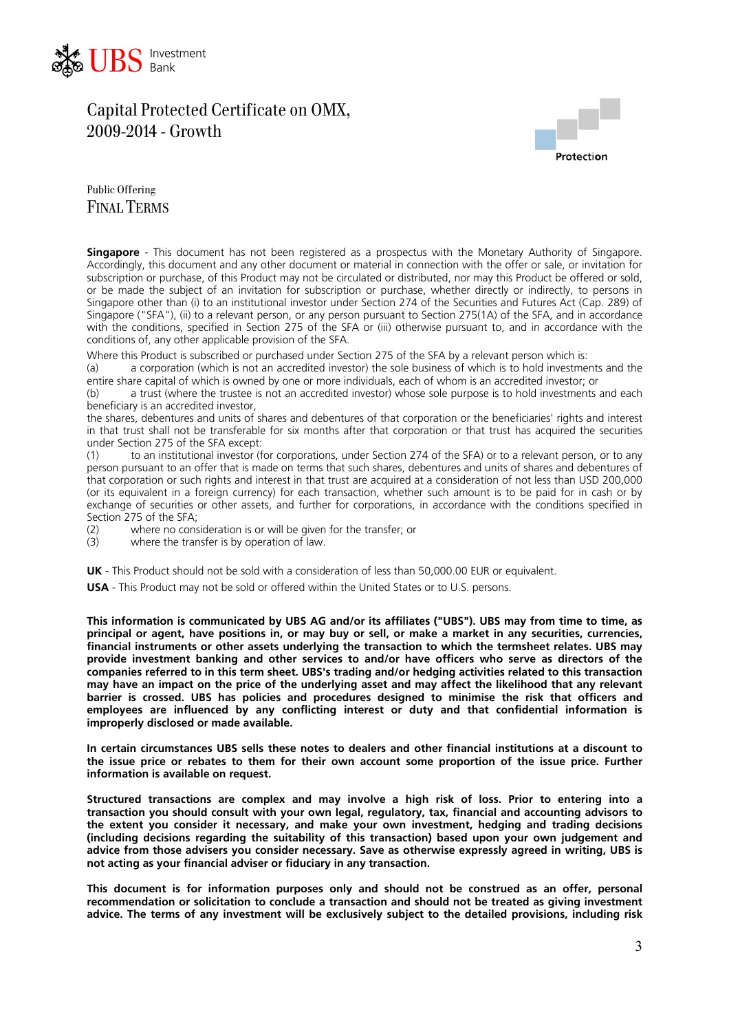# Capital Protected Certificate on OMX, 2009-2014 - Growth

Protection

Public Offering
FINAL TERMS

**Singapore** - This document has not been registered as a prospectus with the Monetary Authority of Singapore. Accordingly, this document and any other document or material in connection with the offer or sale, or invitation for subscription or purchase, of this Product may not be circulated or distributed, nor may this Product be offered or sold, or be made the subject of an invitation for subscription or purchase, whether directly or indirectly, to persons in Singapore other than (i) to an institutional investor under Section 274 of the Securities and Futures Act (Cap. 289) of Singapore ("SFA"), (ii) to a relevant person, or any person pursuant to Section 275(1A) of the SFA, and in accordance with the conditions, specified in Section 275 of the SFA or (iii) otherwise pursuant to, and in accordance with the conditions of, any other applicable provision of the SFA.

Where this Product is subscribed or purchased under Section 275 of the SFA by a relevant person which is:

(a) a corporation (which is not an accredited investor) the sole business of which is to hold investments and the entire share capital of which is owned by one or more individuals, each of whom is an accredited investor; or

(b) a trust (where the trustee is not an accredited investor) whose sole purpose is to hold investments and each beneficiary is an accredited investor,

the shares, debentures and units of shares and debentures of that corporation or the beneficiaries' rights and interest in that trust shall not be transferable for six months after that corporation or that trust has acquired the securities under Section 275 of the SFA except:

(1) to an institutional investor (for corporations, under Section 274 of the SFA) or to a relevant person, or to any person pursuant to an offer that is made on terms that such shares, debentures and units of shares and debentures of that corporation or such rights and interest in that trust are acquired at a consideration of not less than USD 200,000 (or its equivalent in a foreign currency) for each transaction, whether such amount is to be paid for in cash or by exchange of securities or other assets, and further for corporations, in accordance with the conditions specified in Section 275 of the SFA;

(2) where no consideration is or will be given for the transfer; or

(3) where the transfer is by operation of law.

**UK** - This Product should not be sold with a consideration of less than 50,000.00 EUR or equivalent.

**USA** - This Product may not be sold or offered within the United States or to U.S. persons.

**This information is communicated by UBS AG and/or its affiliates ("UBS"). UBS may from time to time, as principal or agent, have positions in, or may buy or sell, or make a market in any securities, currencies, financial instruments or other assets underlying the transaction to which the termsheet relates. UBS may provide investment banking and other services to and/or have officers who serve as directors of the companies referred to in this term sheet. UBS's trading and/or hedging activities related to this transaction may have an impact on the price of the underlying asset and may affect the likelihood that any relevant barrier is crossed. UBS has policies and procedures designed to minimise the risk that officers and employees are influenced by any conflicting interest or duty and that confidential information is improperly disclosed or made available.**

**In certain circumstances UBS sells these notes to dealers and other financial institutions at a discount to the issue price or rebates to them for their own account some proportion of the issue price. Further information is available on request.**

**Structured transactions are complex and may involve a high risk of loss. Prior to entering into a transaction you should consult with your own legal, regulatory, tax, financial and accounting advisors to the extent you consider it necessary, and make your own investment, hedging and trading decisions (including decisions regarding the suitability of this transaction) based upon your own judgement and advice from those advisers you consider necessary. Save as otherwise expressly agreed in writing, UBS is not acting as your financial adviser or fiduciary in any transaction.**

**This document is for information purposes only and should not be construed as an offer, personal recommendation or solicitation to conclude a transaction and should not be treated as giving investment advice. The terms of any investment will be exclusively subject to the detailed provisions, including risk**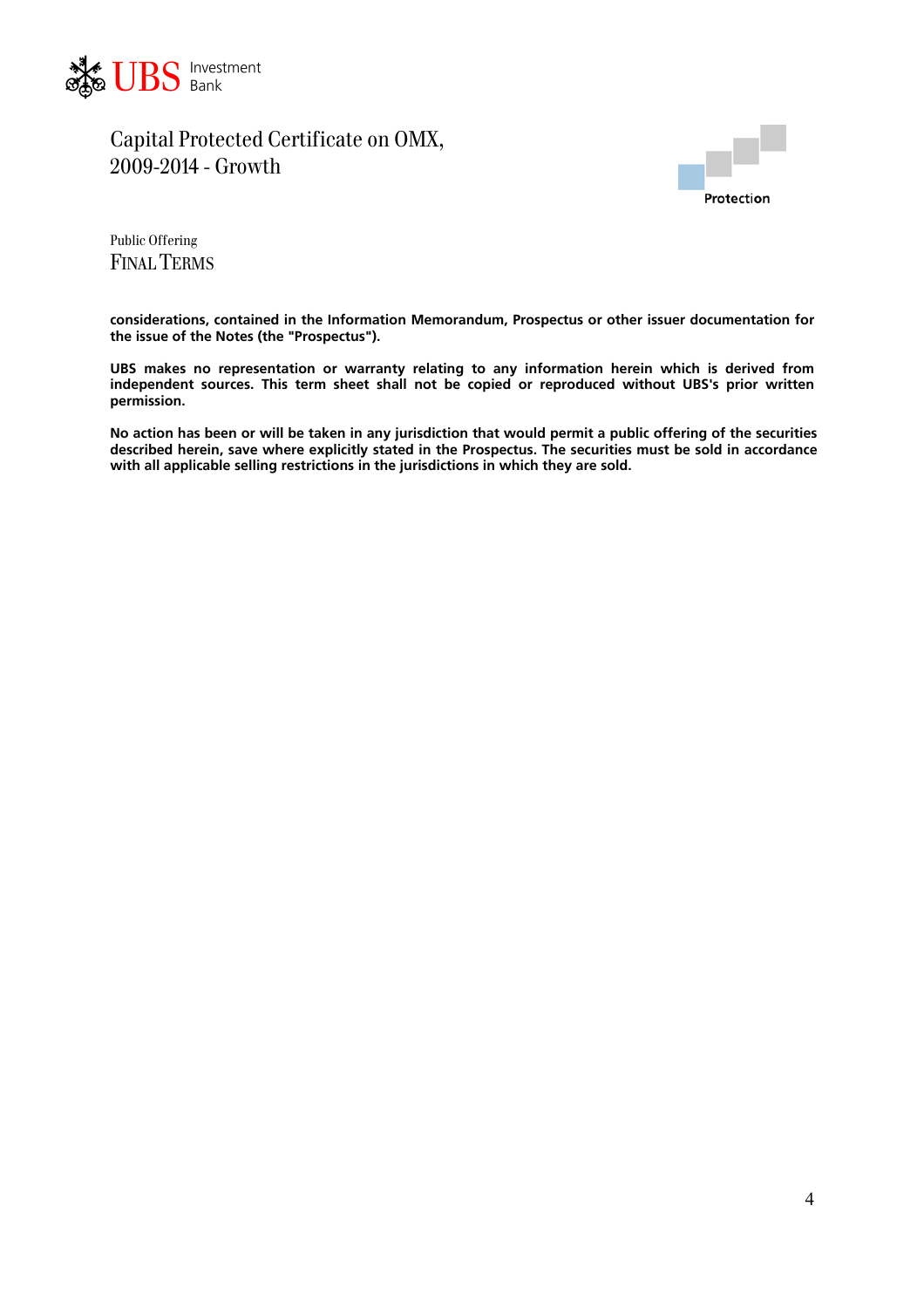**considerations, contained in the Information Memorandum, Prospectus or other issuer documentation for the issue of the Notes (the "Prospectus").**

**UBS makes no representation or warranty relating to any information herein which is derived from independent sources. This term sheet shall not be copied or reproduced without UBS's prior written permission.**

**No action has been or will be taken in any jurisdiction that would permit a public offering of the securities described herein, save where explicitly stated in the Prospectus. The securities must be sold in accordance with all applicable selling restrictions in the jurisdictions in which they are sold.**